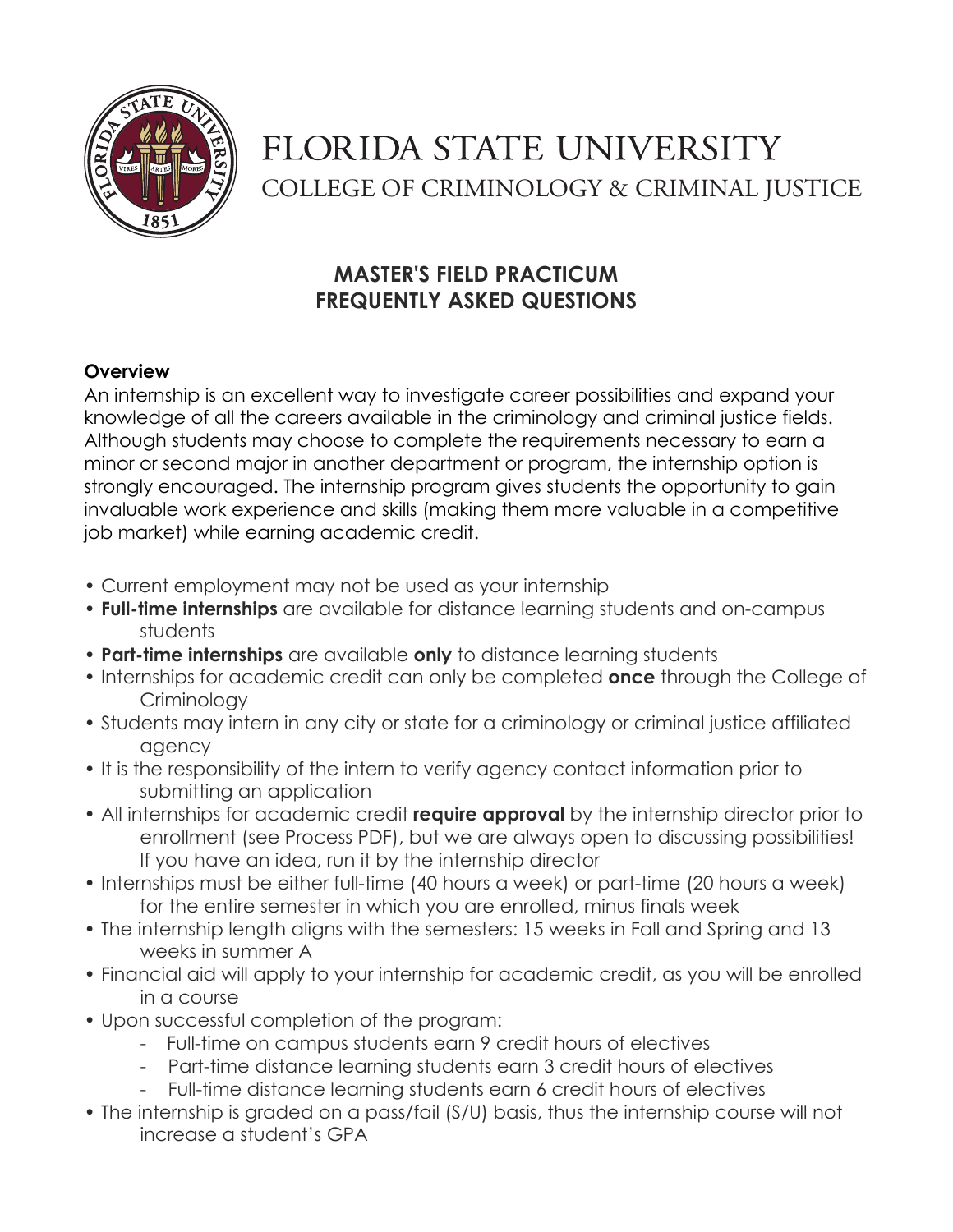# FLORIDA STATE UNIVERSITY
## COLLEGE OF CRIMINOLOGY & CRIMINAL JUSTICE

## MASTER'S FIELD PRACTICUM FREQUENTLY ASKED QUESTIONS

### Overview

An internship is an excellent way to investigate career possibilities and expand your knowledge of all the careers available in the criminology and criminal justice fields. Although students may choose to complete the requirements necessary to earn a minor or second major in another department or program, the internship option is strongly encouraged. The internship program gives students the opportunity to gain invaluable work experience and skills (making them more valuable in a competitive job market) while earning academic credit.

- Current employment may not be used as your internship
- **Full-time internships** are available for distance learning students and on-campus students
- **Part-time internships** are available **only** to distance learning students
- Internships for academic credit can only be completed **once** through the College of Criminology
- Students may intern in any city or state for a criminology or criminal justice affiliated agency
- It is the responsibility of the intern to verify agency contact information prior to submitting an application
- All internships for academic credit **require approval** by the internship director prior to enrollment (see Process PDF), but we are always open to discussing possibilities! If you have an idea, run it by the internship director
- Internships must be either full-time (40 hours a week) or part-time (20 hours a week) for the entire semester in which you are enrolled, minus finals week
- The internship length aligns with the semesters: 15 weeks in Fall and Spring and 13 weeks in summer A
- Financial aid will apply to your internship for academic credit, as you will be enrolled in a course
- Upon successful completion of the program:
  - Full-time on campus students earn 9 credit hours of electives
  - Part-time distance learning students earn 3 credit hours of electives
  - Full-time distance learning students earn 6 credit hours of electives
- The internship is graded on a pass/fail (S/U) basis, thus the internship course will not increase a student's GPA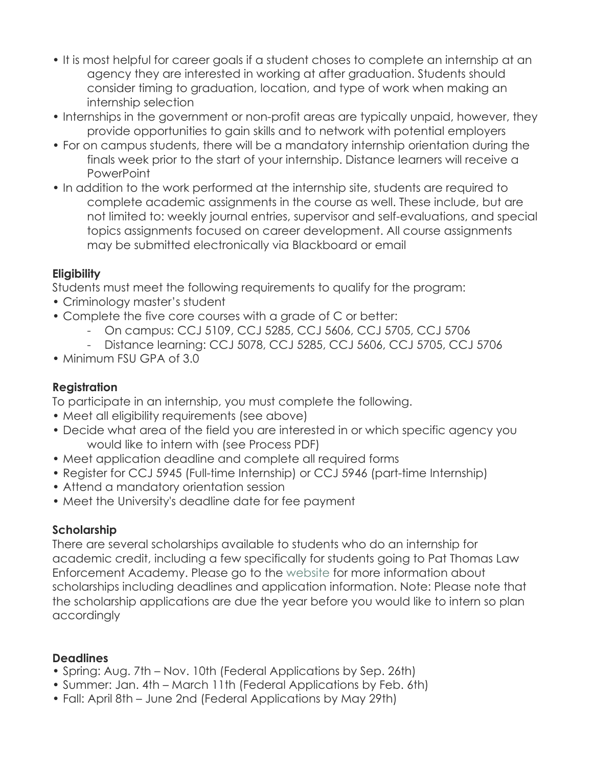- It is most helpful for career goals if a student choses to complete an internship at an agency they are interested in working at after graduation. Students should consider timing to graduation, location, and type of work when making an internship selection
- Internships in the government or non-profit areas are typically unpaid, however, they provide opportunities to gain skills and to network with potential employers
- For on campus students, there will be a mandatory internship orientation during the finals week prior to the start of your internship. Distance learners will receive a PowerPoint
- In addition to the work performed at the internship site, students are required to complete academic assignments in the course as well. These include, but are not limited to: weekly journal entries, supervisor and self-evaluations, and special topics assignments focused on career development. All course assignments may be submitted electronically via Blackboard or email

**Eligibility**

Students must meet the following requirements to qualify for the program:

- Criminology master's student
- Complete the five core courses with a grade of C or better:
  - On campus: CCJ 5109, CCJ 5285, CCJ 5606, CCJ 5705, CCJ 5706
  - Distance learning: CCJ 5078, CCJ 5285, CCJ 5606, CCJ 5705, CCJ 5706
- Minimum FSU GPA of 3.0

**Registration**

To participate in an internship, you must complete the following.

- Meet all eligibility requirements (see above)
- Decide what area of the field you are interested in or which specific agency you would like to intern with (see Process PDF)
- Meet application deadline and complete all required forms
- Register for CCJ 5945 (Full-time Internship) or CCJ 5946 (part-time Internship)
- Attend a mandatory orientation session
- Meet the University's deadline date for fee payment

**Scholarship**

There are several scholarships available to students who do an internship for academic credit, including a few specifically for students going to Pat Thomas Law Enforcement Academy. Please go to the website for more information about scholarships including deadlines and application information. Note: Please note that the scholarship applications are due the year before you would like to intern so plan accordingly

**Deadlines**

- Spring: Aug. 7th – Nov. 10th (Federal Applications by Sep. 26th)
- Summer: Jan. 4th – March 11th (Federal Applications by Feb. 6th)
- Fall: April 8th – June 2nd (Federal Applications by May 29th)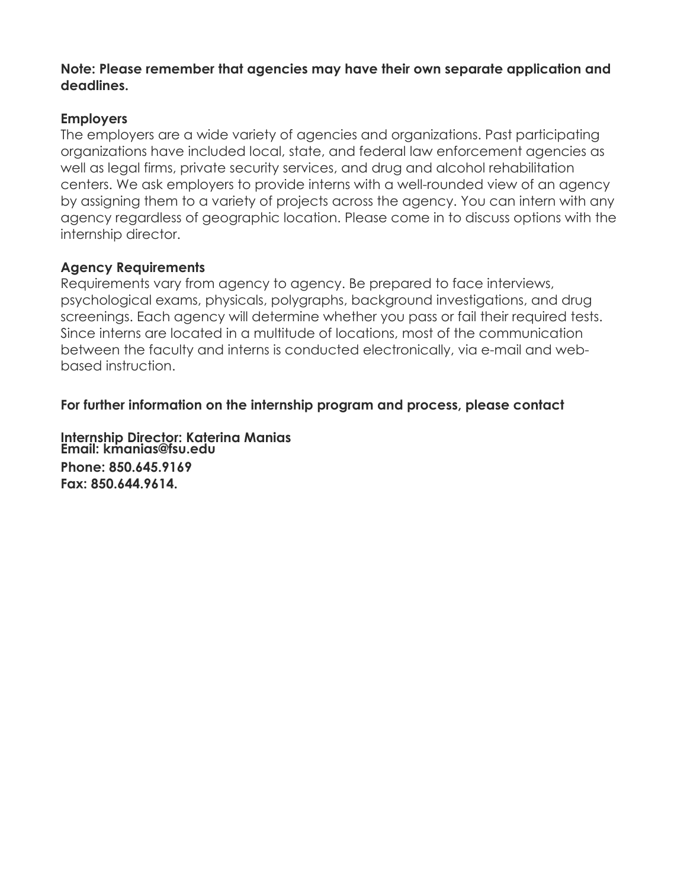**Note: Please remember that agencies may have their own separate application and deadlines.**

**Employers**

The employers are a wide variety of agencies and organizations. Past participating organizations have included local, state, and federal law enforcement agencies as well as legal firms, private security services, and drug and alcohol rehabilitation centers. We ask employers to provide interns with a well-rounded view of an agency by assigning them to a variety of projects across the agency. You can intern with any agency regardless of geographic location. Please come in to discuss options with the internship director.

**Agency Requirements**

Requirements vary from agency to agency. Be prepared to face interviews, psychological exams, physicals, polygraphs, background investigations, and drug screenings. Each agency will determine whether you pass or fail their required tests. Since interns are located in a multitude of locations, most of the communication between the faculty and interns is conducted electronically, via e-mail and web-based instruction.

**For further information on the internship program and process, please contact**

**Internship Director: Katerina Manias**
**Email: kmanias@fsu.edu**

**Phone: 850.645.9169**
**Fax: 850.644.9614.**